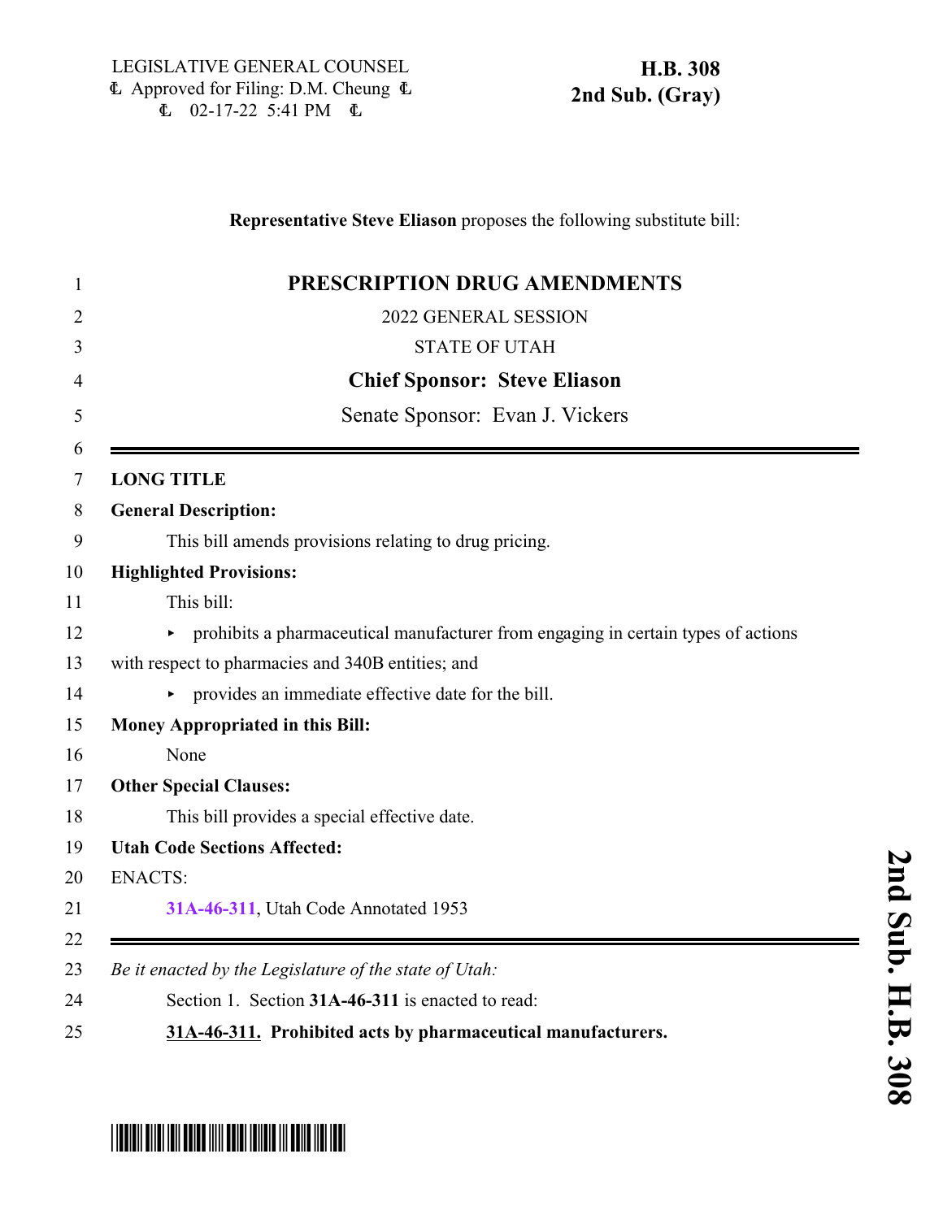LEGISLATIVE GENERAL COUNSEL
Approved for Filing: D.M. Cheung
02-17-22 5:41 PM

**H.B. 308**
**2nd Sub. (Gray)**

**Representative Steve Eliason** proposes the following substitute bill:

# PRESCRIPTION DRUG AMENDMENTS

2022 GENERAL SESSION

STATE OF UTAH

**Chief Sponsor: Steve Eliason**

Senate Sponsor: Evan J. Vickers

---

**LONG TITLE**

**General Description:**

This bill amends provisions relating to drug pricing.

**Highlighted Provisions:**

This bill:

- prohibits a pharmaceutical manufacturer from engaging in certain types of actions with respect to pharmacies and 340B entities; and
- provides an immediate effective date for the bill.

**Money Appropriated in this Bill:**

None

**Other Special Clauses:**

This bill provides a special effective date.

**Utah Code Sections Affected:**

ENACTS:

31A-46-311, Utah Code Annotated 1953

---

*Be it enacted by the Legislature of the state of Utah:*

Section 1. Section **31A-46-311** is enacted to read:

**31A-46-311. Prohibited acts by pharmaceutical manufacturers.**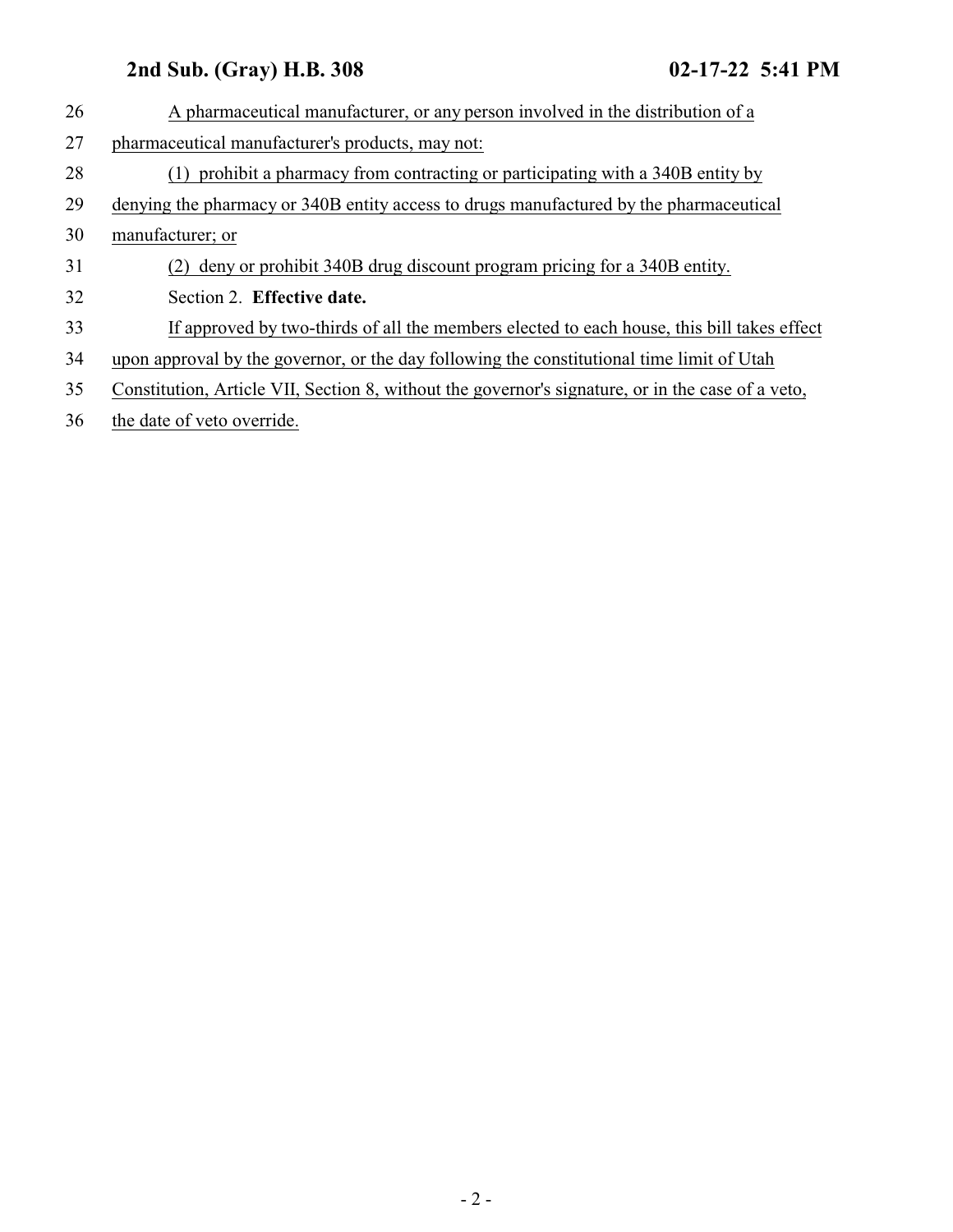A pharmaceutical manufacturer, or any person involved in the distribution of a pharmaceutical manufacturer's products, may not:

(1) prohibit a pharmacy from contracting or participating with a 340B entity by denying the pharmacy or 340B entity access to drugs manufactured by the pharmaceutical manufacturer; or

(2) deny or prohibit 340B drug discount program pricing for a 340B entity.

Section 2. **Effective date.**

If approved by two-thirds of all the members elected to each house, this bill takes effect upon approval by the governor, or the day following the constitutional time limit of Utah Constitution, Article VII, Section 8, without the governor's signature, or in the case of a veto, the date of veto override.